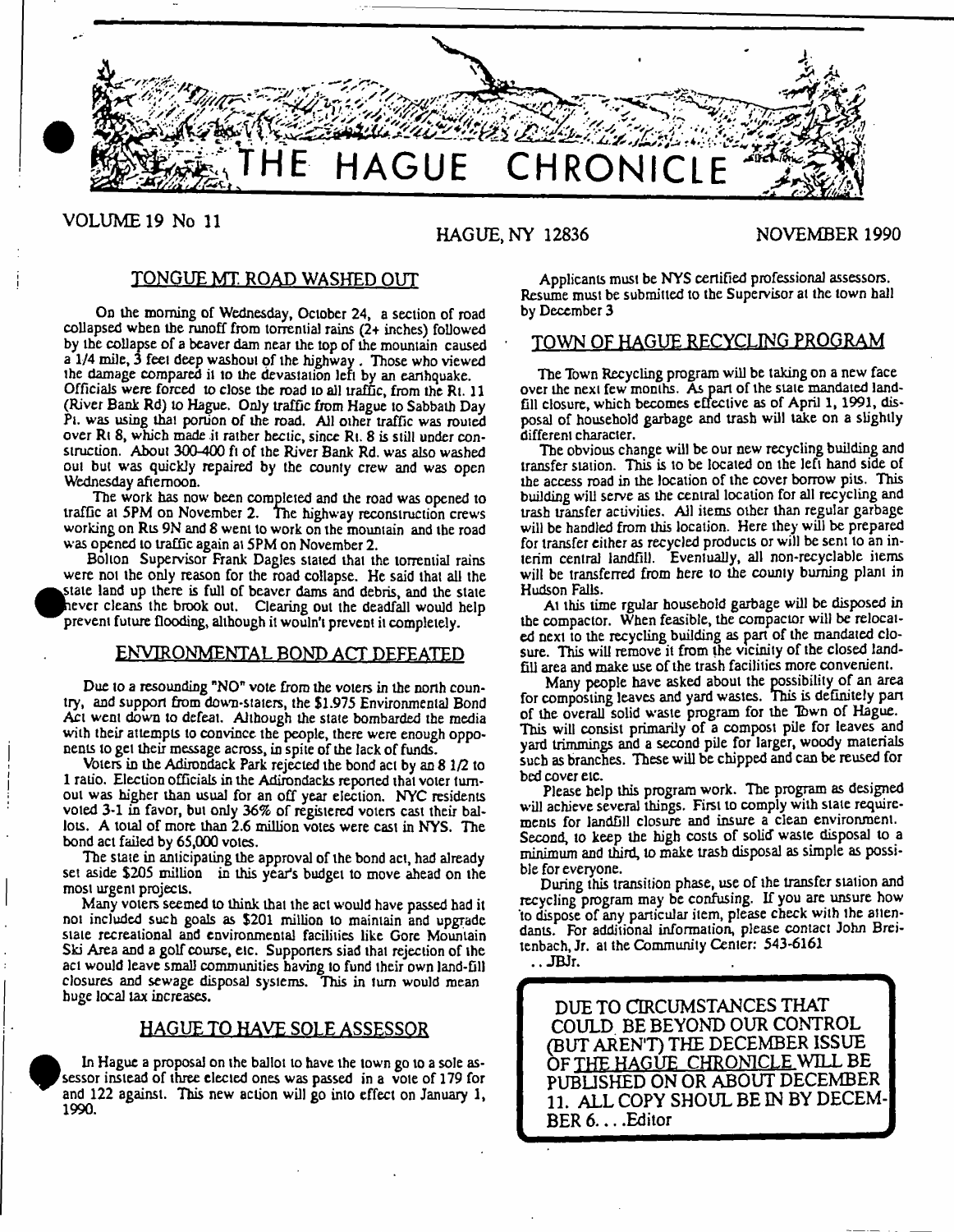# THE HAGUE CHRONICLE

VOLUME 19 No 11 HAGUE, NY 12836 NOVEMBER 1990

## TONGUE MT. ROAD WASHED OUT

On the morning of Wednesday, October 24, a section of road collapsed when the runoff from torrential rains (2+ inches) followed by the collapse of a beaver dam near the top of the mountain caused a 1/4 mile, 3 feet deep washout of the highway. Those who viewed the damage compared it to the devastation left by an earthquake. Officials were forced to close the road to all traffic, from the Rt. 11 (River Bank Rd) to Hague. Only traffic from Hague to Sabbath Day Pt. was using that portion of the road. All other traffic was routed over Rt 8, which made it rather hectic, since Rt. 8 is still under construction. About 300-400 ft of the River Bank Rd. was also washed out but was quickly repaired by the county crew and was open Wednesday afternoon.

The work has now been completed and the road was opened to traffic at 5PM on November 2. The highway reconstruction crews working on Rts 9N and 8 went to work on the mountain and the road was opened to traffic again at 5PM on November 2.

Bolton Supervisor Frank Dagles stated that the torrential rains were not the only reason for the road collapse. He said that all the state land up there is full of beaver dams and debris, and the state never cleans the brook out. Clearing out the deadfall would help prevent future flooding, although it wouln't prevent it completely.

## ENVIRONMENTAL BOND ACT DEFEATED

Due to a resounding "NO" vote from the voters in the north country, and support from down-staters, the $1.975 Environmental Bond Act went down to defeat. Although the state bombarded the media with their attempts to convince the people, there were enough opponents to get their message across, in spite of the lack of funds.

Voters in the Adirondack Park rejected the bond act by an 8 1/2 to 1 ratio. Election officials in the Adirondacks reported that voter turnout was higher than usual for an off year election. NYC residents voted 3-1 in favor, but only 36% of registered voters cast their ballots. A total of more than 2.6 million votes were cast in NYS. The bond act failed by 65,000 votes.

The state in anticipating the approval of the bond act, had already set aside $205 million in this year's budget to move ahead on the most urgent projects.

Many voters seemed to think that the act would have passed had it not included such goals as $201 million to maintain and upgrade state recreational and environmental facilities like Gore Mountain Ski Area and a golf course, etc. Supporters siad that rejection of the act would leave small communities having to fund their own land-fill closures and sewage disposal systems. This in turn would mean huge local tax increases.

## HAGUE TO HAVE SOLE ASSESSOR

In Hague a proposal on the ballot to have the town go to a sole assessor instead of three elected ones was passed in a vote of 179 for and 122 against. This new action will go into effect on January 1, 1990.

Applicants must be NYS certified professional assessors. Resume must be submitted to the Supervisor at the town hall by December 3

## TOWN OF HAGUE RECYCLING PROGRAM

The Town Recycling program will be taking on a new face over the next few months. As part of the state mandated landfill closure, which becomes effective as of April 1, 1991, disposal of household garbage and trash will take on a slightly different character.

The obvious change will be our new recycling building and transfer station. This is to be located on the left hand side of the access road in the location of the cover borrow pits. This building will serve as the central location for all recycling and trash transfer activities. All items other than regular garbage will be handled from this location. Here they will be prepared for transfer either as recycled products or will be sent to an interim central landfill. Eventually, all non-recyclable items will be transferred from here to the county burning plant in Hudson Falls.

At this time rgular household garbage will be disposed in the compactor. When feasible, the compactor will be relocated next to the recycling building as part of the mandated closure. This will remove it from the vicinity of the closed landfill area and make use of the trash facilities more convenient.

Many people have asked about the possibility of an area for composting leaves and yard wastes. This is definitely part of the overall solid waste program for the Town of Hague. This will consist primarily of a compost pile for leaves and yard trimmings and a second pile for larger, woody materials such as branches. These will be chipped and can be reused for bed cover etc.

Please help this program work. The program as designed will achieve several things. First to comply with state requirements for landfill closure and insure a clean environment. Second, to keep the high costs of solid waste disposal to a minimum and third, to make trash disposal as simple as possible for everyone.

During this transition phase, use of the transfer station and recycling program may be confusing. If you are unsure how to dispose of any particular item, please check with the attendants. For additional information, please contact John Breitenbach, Jr. at the Community Center: 543-6161

..JBJr.

DUE TO CIRCUMSTANCES THAT COULD BE BEYOND OUR CONTROL (BUT AREN'T) THE DECEMBER ISSUE OF THE HAGUE CHRONICLE WILL BE PUBLISHED ON OR ABOUT DECEMBER 11. ALL COPY SHOUL BE IN BY DECEMBER 6. . . .Editor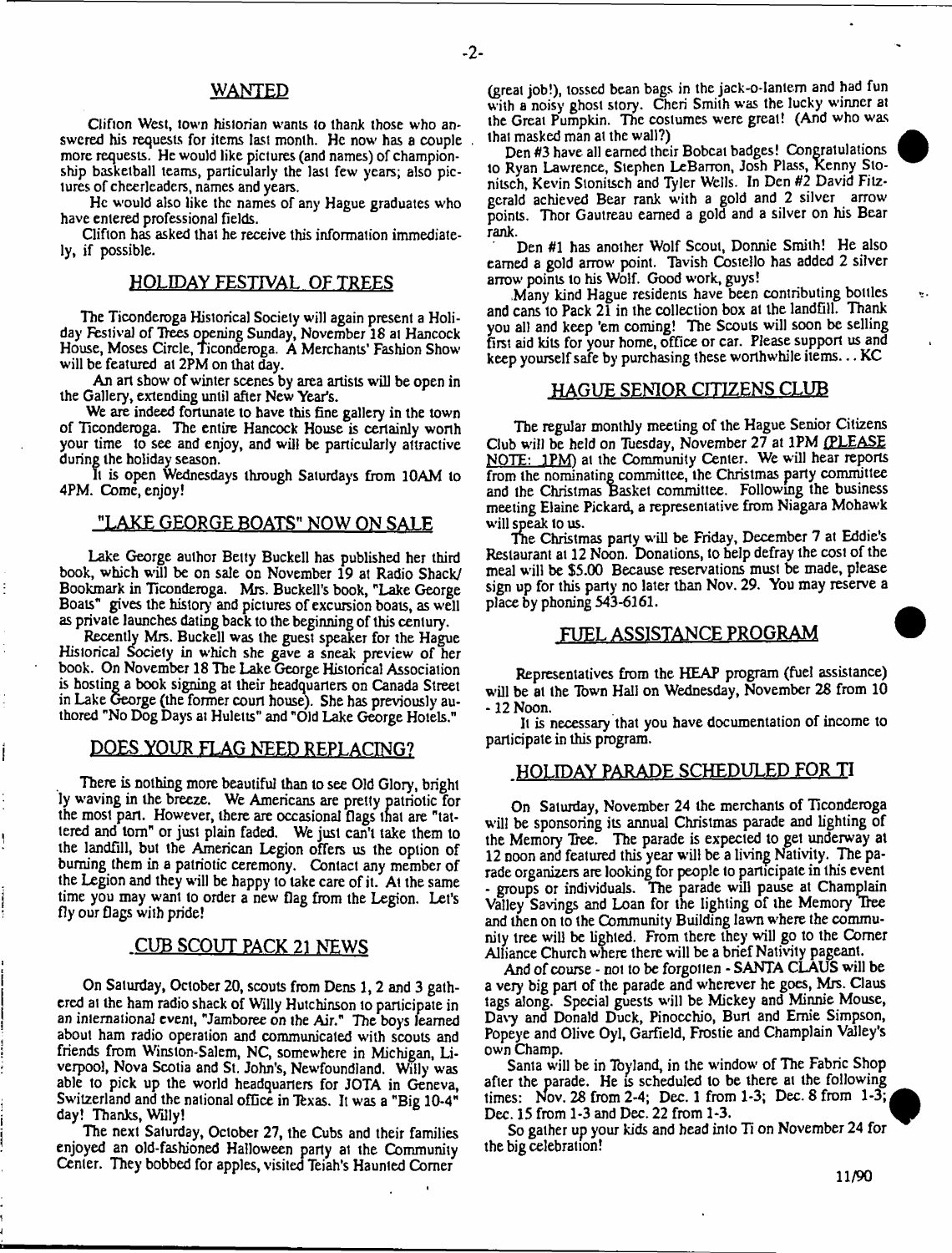## WANTED

Clifton West, town historian wants to thank those who answered his requests for items last month. He now has a couple more requests. He would like pictures (and names) of championship basketball teams, particularly the last few years; also pictures of cheerleaders, names and years.

He would also like the names of any Hague graduates who have entered professional fields.

Clifton has asked that he receive this information immediately, if possible.

## HOLIDAY FESTIVAL OF TREES

The Ticonderoga Historical Society will again present a Holiday Festival of Trees opening Sunday, November 18 at Hancock House, Moses Circle, Ticonderoga. A Merchants' Fashion Show will be featured at 2PM on that day.

An art show of winter scenes by area artists will be open in the Gallery, extending until after New Year's.

We are indeed fortunate to have this fine gallery in the town of Ticonderoga. The entire Hancock House is certainly worth your time to see and enjoy, and will be particularly attractive during the holiday season.

It is open Wednesdays through Saturdays from 10AM to 4PM. Come, enjoy!

## "LAKE GEORGE BOATS" NOW ON SALE

Lake George author Betty Buckell has published her third book, which will be on sale on November 19 at Radio Shack/ Bookmark in Ticonderoga. Mrs. Buckell's book, "Lake George Boats" gives the history and pictures of excursion boats, as well as private launches dating back to the beginning of this century.

Recently Mrs. Buckell was the guest speaker for the Hague Historical Society in which she gave a sneak preview of her book. On November 18 The Lake George Historical Association is hosting a book signing at their headquarters on Canada Street in Lake George (the former court house). She has previously authored "No Dog Days at Huletts" and "Old Lake George Hotels."

## DOES YOUR FLAG NEED REPLACING?

There is nothing more beautiful than to see Old Glory, brightly waving in the breeze. We Americans are pretty patriotic for the most part. However, there are occasional flags that are "tattered and torn" or just plain faded. We just can't take them to the landfill, but the American Legion offers us the option of burning them in a patriotic ceremony. Contact any member of the Legion and they will be happy to take care of it. At the same time you may want to order a new flag from the Legion. Let's fly our flags with pride!

## CUB SCOUT PACK 21 NEWS

On Saturday, October 20, scouts from Dens 1, 2 and 3 gathered at the ham radio shack of Willy Hutchinson to participate in an international event, "Jamboree on the Air." The boys learned about ham radio operation and communicated with scouts and friends from Winston-Salem, NC, somewhere in Michigan, Liverpool, Nova Scotia and St. John's, Newfoundland. Willy was able to pick up the world headquarters for JOTA in Geneva, Switzerland and the national office in Texas. It was a "Big 10-4" day! Thanks, Willy!

The next Saturday, October 27, the Cubs and their families enjoyed an old-fashioned Halloween party at the Community Center. They bobbed for apples, visited Teiah's Haunted Corner (great job!), tossed bean bags in the jack-o-lantern and had fun with a noisy ghost story. Cheri Smith was the lucky winner at the Great Pumpkin. The costumes were great! (And who was that masked man at the wall?)

Den #3 have all earned their Bobcat badges! Congratulations to Ryan Lawrence, Stephen LeBarron, Josh Plass, Kenny Stonitsch, Kevin Stonitsch and Tyler Wells. In Den #2 David Fitzgerald achieved Bear rank with a gold and 2 silver arrow points. Thor Gautreau earned a gold and a silver on his Bear rank.

Den #1 has another Wolf Scout, Donnie Smith! He also earned a gold arrow point. Tavish Costello has added 2 silver arrow points to his Wolf. Good work, guys!

Many kind Hague residents have been contributing bottles and cans to Pack 21 in the collection box at the landfill. Thank you all and keep 'em coming! The Scouts will soon be selling first aid kits for your home, office or car. Please support us and keep yourself safe by purchasing these worthwhile items... KC

## HAGUE SENIOR CITIZENS CLUB

The regular monthly meeting of the Hague Senior Citizens Club will be held on Tuesday, November 27 at 1PM (PLEASE NOTE: 1PM) at the Community Center. We will hear reports from the nominating committee, the Christmas party committee and the Christmas Basket committee. Following the business meeting Elaine Pickard, a representative from Niagara Mohawk will speak to us.

The Christmas party will be Friday, December 7 at Eddie's Restaurant at 12 Noon. Donations, to help defray the cost of the meal will be $5.00 Because reservations must be made, please sign up for this party no later than Nov. 29. You may reserve a place by phoning 543-6161.

## FUEL ASSISTANCE PROGRAM

Representatives from the HEAP program (fuel assistance) will be at the Town Hall on Wednesday, November 28 from 10 - 12 Noon.

It is necessary that you have documentation of income to participate in this program.

## HOLIDAY PARADE SCHEDULED FOR TI

On Saturday, November 24 the merchants of Ticonderoga will be sponsoring its annual Christmas parade and lighting of the Memory Tree. The parade is expected to get underway at 12 noon and featured this year will be a living Nativity. The parade organizers are looking for people to participate in this event - groups or individuals. The parade will pause at Champlain Valley Savings and Loan for the lighting of the Memory Tree and then on to the Community Building lawn where the community tree will be lighted. From there they will go to the Corner Alliance Church where there will be a brief Nativity pageant.

And of course - not to be forgotten - SANTA CLAUS will be a very big part of the parade and wherever he goes, Mrs. Claus tags along. Special guests will be Mickey and Minnie Mouse, Davy and Donald Duck, Pinocchio, Burt and Ernie Simpson, Popeye and Olive Oyl, Garfield, Frostie and Champlain Valley's own Champ.

Santa will be in Toyland, in the window of The Fabric Shop after the parade. He is scheduled to be there at the following times: Nov. 28 from 2-4; Dec. 1 from 1-3; Dec. 8 from 1-3; Dec. 15 from 1-3 and Dec. 22 from 1-3.

So gather up your kids and head into Ti on November 24 for the big celebration!

11/90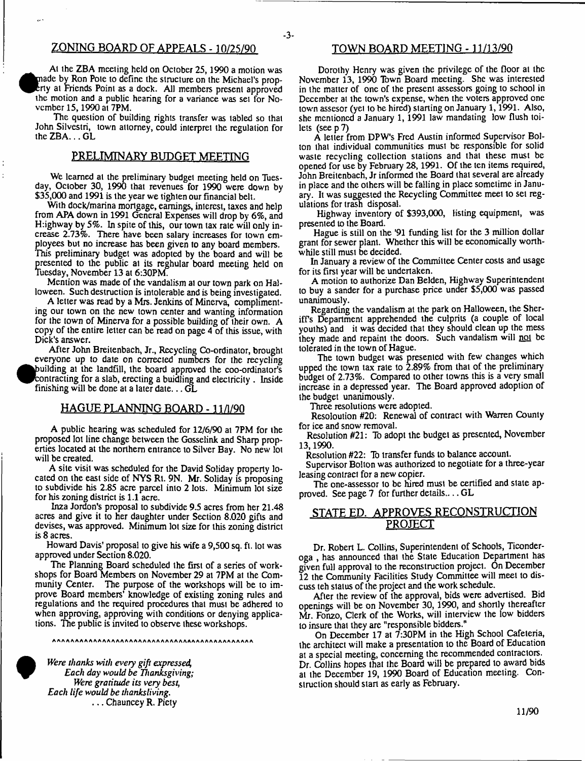## ZONING BOARD OF APPEALS - 10/25/90

At the ZBA meeting held on October 25, 1990 a motion was made by Ron Pote to define the structure on the Michael's property at Friends Point as a dock. All members present approved the motion and a public hearing for a variance was set for November 15, 1990 at 7PM.

The question of building rights transfer was tabled so that John Silvestri, town attorney, could interpret the regulation for the ZBA... GL

## PRELIMINARY BUDGET MEETING

We learned at the preliminary budget meeting held on Tuesday, October 30, 1990 that revenues for 1990 were down by $35,000 and 1991 is the year we tighten our financial belt.

With dock/marina mortgage, earnings, interest, taxes and help from APA down in 1991 General Expenses will drop by 6%, and Highway by 5%. In spite of this, our town tax rate will only increase 2.73%. There have been salary increases for town employees but no increase has been given to any board members. This preliminary budget was adopted by the board and will be presented to the public at its reghular board meeting held on Tuesday, November 13 at 6:30PM.

Mention was made of the vandalism at our town park on Halloween. Such destruction is intolerable and is being investigated.

A letter was read by a Mrs. Jenkins of Minerva, complimenting our town on the new town center and wanting information for the town of Minerva for a possible building of their own. A copy of the entire letter can be read on page 4 of this issue, with Dick's answer.

After John Breitenbach, Jr., Recycling Co-ordinator, brought everyone up to date on corrected numbers for the recycling building at the landfill, the board approved the coo-ordinator's contracting for a slab, erecting a buidling and electricity. Inside finishing will be done at a later date... GL

## HAGUE PLANNING BOARD - 11/1/90

A public hearing was scheduled for 12/6/90 at 7PM for the proposed lot line change between the Gosselink and Sharp properties located at the northern entrance to Silver Bay. No new lot will be created.

A site visit was scheduled for the David Soliday property located on the east side of NYS Rt. 9N. Mr. Soliday is proposing to subdivide his 2.85 acre parcel into 2 lots. Minimum lot size for his zoning district is 1.1 acre.

Inza Jordon's proposal to subdivide 9.5 acres from her 21.48 acres and give it to her daughter under Section 8.020 gifts and devises, was approved. Minimum lot size for this zoning district is 8 acres.

Howard Davis' proposal to give his wife a 9,500 sq. ft. lot was approved under Section 8.020.

The Planning Board scheduled the first of a series of workshops for Board Members on November 29 at 7PM at the Community Center. The purpose of the workshops will be to improve Board members' knowledge of existing zoning rules and regulations and the required procedures that must be adhered to when approving, approving with conditions or denying applications. The public is invited to observe these workshops.

^^^^^^^^^^^^^^^^^^^^^^^^^^^^^^^^^^^^^^^^^^^^^^^

*Were thanks with every gift expressed,*
*Each day would be Thanksgiving;*
*Were gratitude its very best,*
*Each life would be thanksliving.*
... Chauncey R. Piety

## TOWN BOARD MEETING - 11/13/90

Dorothy Henry was given the privilege of the floor at the November 13, 1990 Town Board meeting. She was interested in the matter of one of the present assessors going to school in December at the town's expense, when the voters approved one town assesor (yet to be hired) starting on January 1, 1991. Also, she mentioned a January 1, 1991 law mandating low flush toilets (see p 7)

A letter from DPW's Fred Austin informed Supervisor Bolton that individual communities must be responsible for solid waste recycling collection stations and that these must be opened for use by February 28, 1991. Of the ten items required, John Breitenbach, Jr informed the Board that several are already in place and the others will be falling in place sometime in January. It was suggested the Recycling Committee meet to set regulations for trash disposal.

Highway inventory of $393,000, listing equipment, was presented to the Board.

Hague is still on the '91 funding list for the 3 million dollar grant for sewer plant. Whether this will be economically worthwhile still must be decided.

In January a review of the Committee Center costs and usage for its first year will be undertaken.

A motion to authorize Dan Belden, Highway Superintendent to buy a sander for a purchase price under $5,000 was passed unanimously.

Regarding the vandalism at the park on Halloween, the Sheriff's Department apprehended the culprits (a couple of local youths) and it was decided that they should clean up the mess they made and repaint the doors. Such vandalism will not be tolerated in the town of Hague.

The town budget was presented with few changes which upped the town tax rate to 2.89% from that of the preliminary budget of 2.73%. Compared to other towns this is a very small increase in a depressed year. The Board approved adoption of the budget unanimously.

Three resolutions were adopted.

Resoloution #20: Renewal of contract with Warren County for ice and snow removal.

Resolution #21: To adopt the budget as presented, November 13, 1990.

Resolution #22: To transfer funds to balance account.

Supervisor Bolton was authorized to negotiate for a three-year leasing contract for a new copier.

The one-assessor to be hired must be certified and state approved. See page 7 for further details.... GL

## STATE ED. APPROVES RECONSTRUCTION PROJECT

Dr. Robert L. Collins, Superintendent of Schools, Ticonderoga, has announced that the State Education Department has given full approval to the reconstruction project. On December 12 the Community Facilities Study Committee will meet to discuss teh status of the project and the work schedule.

After the review of the approval, bids were advertised. Bid openings will be on November 30, 1990, and shortly thereafter Mr. Fonzo, Clerk of the Works, will interview the low bidders to insure that they are "responsible bidders."

On December 17 at 7:30PM in the High School Cafeteria, the architect will make a presentation to the Board of Education at a special meeting, concerning the recommended contractors. Dr. Collins hopes that the Board will be prepared to award bids at the December 19, 1990 Board of Education meeting. Construction should start as early as February.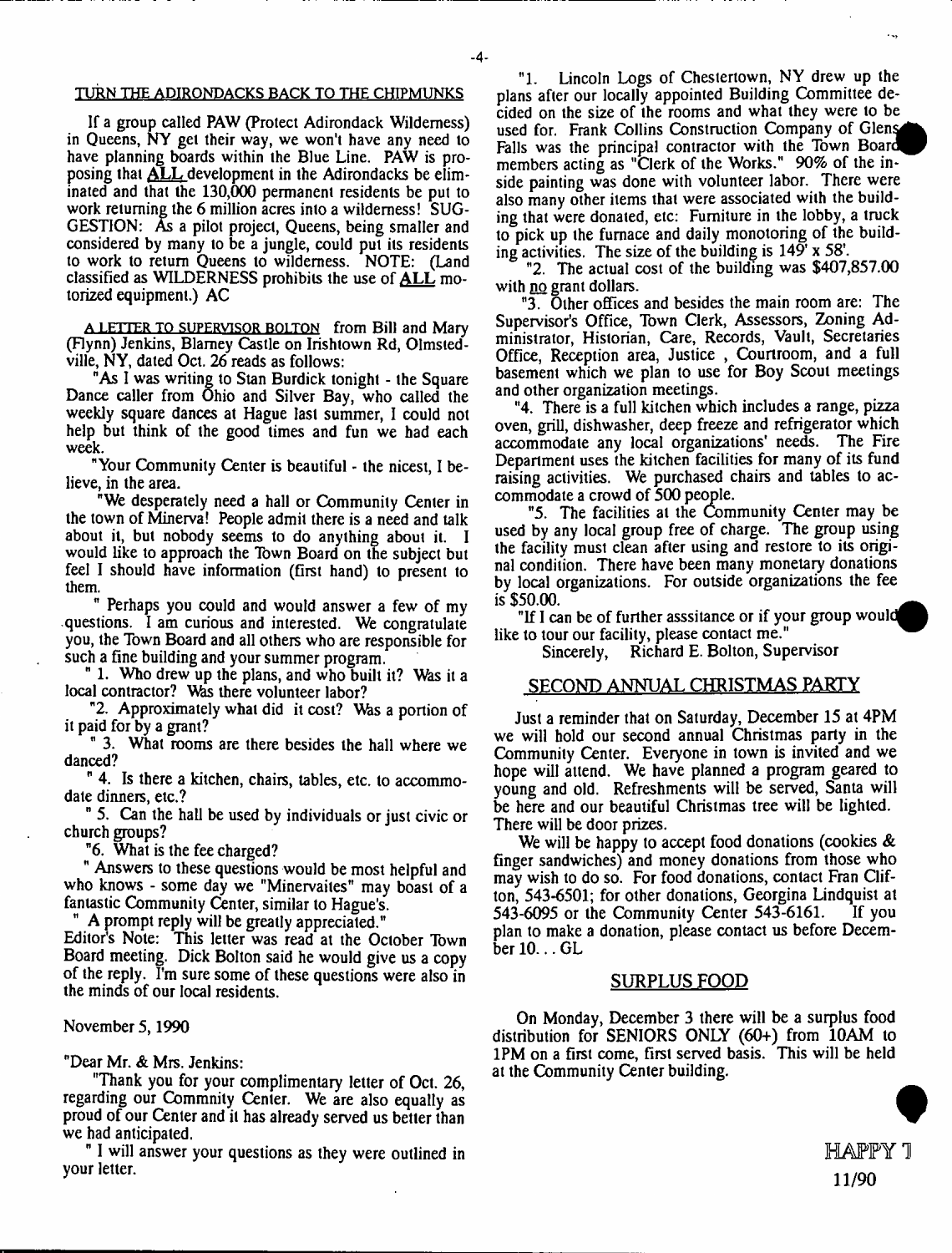## TURN THE ADIRONDACKS BACK TO THE CHIPMUNKS

If a group called PAW (Protect Adirondack Wilderness) in Queens, NY get their way, we won't have any need to have planning boards within the Blue Line. PAW is proposing that ALL development in the Adirondacks be eliminated and that the 130,000 permanent residents be put to work returning the 6 million acres into a wilderness! SUGGESTION: As a pilot project, Queens, being smaller and considered by many to be a jungle, could put its residents to work to return Queens to wilderness. NOTE: (Land classified as WILDERNESS prohibits the use of ALL motorized equipment.) AC

**A LETTER TO SUPERVISOR BOLTON** from Bill and Mary (Flynn) Jenkins, Blarney Castle on Irishtown Rd, Olmstedville, NY, dated Oct. 26 reads as follows:

"As I was writing to Stan Burdick tonight - the Square Dance caller from Ohio and Silver Bay, who called the weekly square dances at Hague last summer, I could not help but think of the good times and fun we had each week.

"Your Community Center is beautiful - the nicest, I believe, in the area.

"We desperately need a hall or Community Center in the town of Minerva! People admit there is a need and talk about it, but nobody seems to do anything about it. I would like to approach the Town Board on the subject but feel I should have information (first hand) to present to them.

" Perhaps you could and would answer a few of my questions. I am curious and interested. We congratulate you, the Town Board and all others who are responsible for such a fine building and your summer program.

" 1. Who drew up the plans, and who built it? Was it a local contractor? Was there volunteer labor?

"2. Approximately what did it cost? Was a portion of it paid for by a grant?

" 3. What rooms are there besides the hall where we danced?

" 4. Is there a kitchen, chairs, tables, etc. to accommodate dinners, etc.?

" 5. Can the hall be used by individuals or just civic or church groups?

"6. What is the fee charged?

" Answers to these questions would be most helpful and who knows - some day we "Minervaites" may boast of a fantastic Community Center, similar to Hague's.

" A prompt reply will be greatly appreciated."

Editor's Note: This letter was read at the October Town Board meeting. Dick Bolton said he would give us a copy of the reply. I'm sure some of these questions were also in the minds of our local residents.

November 5, 1990

"Dear Mr. & Mrs. Jenkins:

"Thank you for your complimentary letter of Oct. 26, regarding our Commnity Center. We are also equally as proud of our Center and it has already served us better than we had anticipated.

" I will answer your questions as they were outlined in your letter.

"1. Lincoln Logs of Chestertown, NY drew up the plans after our locally appointed Building Committee decided on the size of the rooms and what they were to be used for. Frank Collins Construction Company of Glens Falls was the principal contractor with the Town Board members acting as "Clerk of the Works." 90% of the inside painting was done with volunteer labor. There were also many other items that were associated with the building that were donated, etc: Furniture in the lobby, a truck to pick up the furnace and daily monotoring of the building activities. The size of the building is 149' x 58'.

"2. The actual cost of the building was $407,857.00 with no grant dollars.

"3. Other offices and besides the main room are: The Supervisor's Office, Town Clerk, Assessors, Zoning Administrator, Historian, Care, Records, Vault, Secretaries Office, Reception area, Justice , Courtroom, and a full basement which we plan to use for Boy Scout meetings and other organization meetings.

"4. There is a full kitchen which includes a range, pizza oven, grill, dishwasher, deep freeze and refrigerator which accommodate any local organizations' needs. The Fire Department uses the kitchen facilities for many of its fund raising activities. We purchased chairs and tables to accommodate a crowd of 500 people.

"5. The facilities at the Community Center may be used by any local group free of charge. The group using the facility must clean after using and restore to its original condition. There have been many monetary donations by local organizations. For outside organizations the fee is $50.00.

"If I can be of further asssitance or if your group would like to tour our facility, please contact me."

Sincerely, Richard E. Bolton, Supervisor

## SECOND ANNUAL CHRISTMAS PARTY

Just a reminder that on Saturday, December 15 at 4PM we will hold our second annual Christmas party in the Community Center. Everyone in town is invited and we hope will attend. We have planned a program geared to young and old. Refreshments will be served, Santa will be here and our beautiful Christmas tree will be lighted. There will be door prizes.

We will be happy to accept food donations (cookies & finger sandwiches) and money donations from those who may wish to do so. For food donations, contact Fran Clifton, 543-6501; for other donations, Georgina Lindquist at 543-6095 or the Community Center 543-6161. If you plan to make a donation, please contact us before December 10... GL

## SURPLUS FOOD

On Monday, December 3 there will be a surplus food distribution for SENIORS ONLY (60+) from 10AM to 1PM on a first come, first served basis. This will be held at the Community Center building.

HAPPY T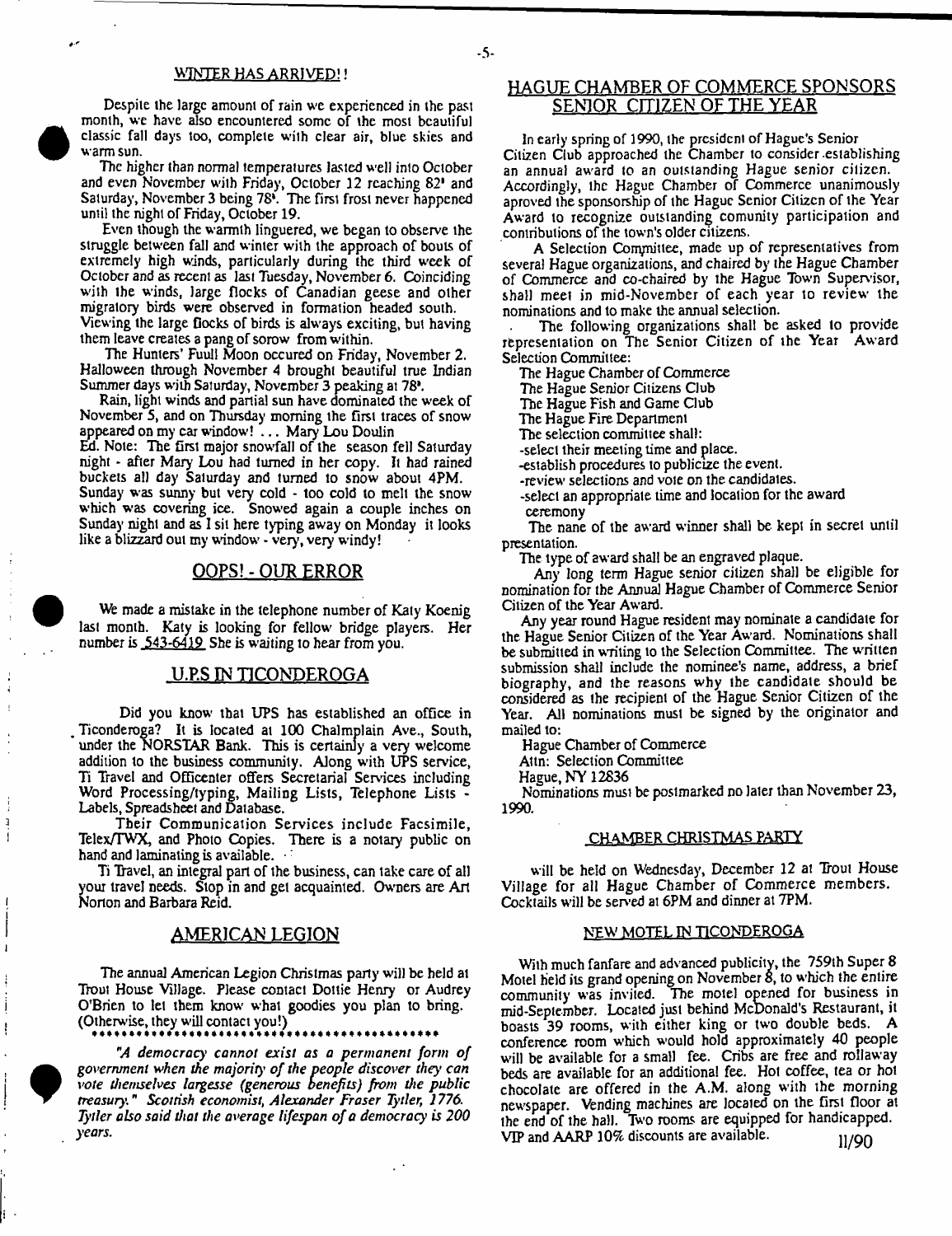## WINTER HAS ARRIVED!!

Despite the large amount of rain we experienced in the past month, we have also encountered some of the most beautiful classic fall days too, complete with clear air, blue skies and warm sun.

The higher than normal temperatures lasted well into October and even November with Friday, October 12 reaching 82° and Saturday, November 3 being 78°. The first frost never happened until the night of Friday, October 19.

Even though the warmth linguered, we began to observe the struggle between fall and winter with the approach of bouts of extremely high winds, particularly during the third week of October and as recent as last Tuesday, November 6. Coinciding with the winds, large flocks of Canadian geese and other migratory birds were observed in formation headed south. Viewing the large flocks of birds is always exciting, but having them leave creates a pang of sorow from within.

The Hunters' Fuull Moon occured on Friday, November 2. Halloween through November 4 brought beautiful true Indian Summer days with Saturday, November 3 peaking at 78°.

Rain, light winds and partial sun have dominated the week of November 5, and on Thursday morning the first traces of snow appeared on my car window! ... Mary Lou Doulin

Ed. Note: The first major snowfall of the season fell Saturday night - after Mary Lou had turned in her copy. It had rained buckets all day Saturday and turned to snow about 4PM. Sunday was sunny but very cold - too cold to melt the snow which was covering ice. Snowed again a couple inches on Sunday night and as I sit here typing away on Monday it looks like a blizzard out my window - very, very windy!

## OOPS! - OUR ERROR

We made a mistake in the telephone number of Katy Koenig last month. Katy is looking for fellow bridge players. Her number is 543-6419 She is waiting to hear from you.

## U.P.S IN TICONDEROGA

Did you know that UPS has established an office in Ticonderoga? It is located at 100 Chalmplain Ave., South, under the NORSTAR Bank. This is certainly a very welcome addition to the business community. Along with UPS service, Ti Travel and Officenter offers Secretarial Services including Word Processing/typing, Mailing Lists, Telephone Lists - Labels, Spreadsheet and Database.

Their Communication Services include Facsimile, Telex/TWX, and Photo Copies. There is a notary public on hand and laminating is available.

Ti Travel, an integral part of the business, can take care of all your travel needs. Stop in and get acquainted. Owners are Art Norton and Barbara Reid.

## AMERICAN LEGION

The annual American Legion Christmas party will be held at Trout House Village. Please contact Dottie Henry or Audrey O'Brien to let them know what goodies you plan to bring. (Otherwise, they will contact you!)

*"A democracy cannot exist as a permanent form of government when the majority of the people discover they can vote themselves largesse (generous benefits) from the public treasury." Scottish economist, Alexander Fraser Tytler, 1776. Tytler also said that the average lifespan of a democracy is 200 years.*

## HAGUE CHAMBER OF COMMERCE SPONSORS SENIOR CITIZEN OF THE YEAR

In early spring of 1990, the president of Hague's Senior Citizen Club approached the Chamber to consider establishing an annual award to an outstanding Hague senior citizen. Accordingly, the Hague Chamber of Commerce unanimously aproved the sponsorship of the Hague Senior Citizen of the Year Award to recognize outstanding comunity participation and contributions of the town's older citizens.

A Selection Committee, made up of representatives from several Hague organizations, and chaired by the Hague Chamber of Commerce and co-chaired by the Hague Town Supervisor, shall meet in mid-November of each year to review the nominations and to make the annual selection.

The following organizations shall be asked to provide representation on The Senior Citizen of the Year Award Selection Committee:

The Hague Chamber of Commerce
The Hague Senior Citizens Club
The Hague Fish and Game Club
The Hague Fire Department

The selection committee shall:

- select their meeting time and place.
- establish procedures to publicize the event.
- review selections and vote on the candidates.
- select an appropriate time and location for the award ceremony

The nane of the award winner shall be kept in secret until presentation.

The type of award shall be an engraved plaque.

Any long term Hague senior citizen shall be eligible for nomination for the Annual Hague Chamber of Commerce Senior Citizen of the Year Award.

Any year round Hague resident may nominate a candidate for the Hague Senior Citizen of the Year Award. Nominations shall be submitted in writing to the Selection Committee. The written submission shall include the nominee's name, address, a brief biography, and the reasons why the candidate should be considered as the recipient of the Hague Senior Citizen of the Year. All nominations must be signed by the originator and mailed to:

Hague Chamber of Commerce
Attn: Selection Committee
Hague, NY 12836

Nominations must be postmarked no later than November 23, 1990.

## CHAMBER CHRISTMAS PARTY

will be held on Wednesday, December 12 at Trout House Village for all Hague Chamber of Commerce members. Cocktails will be served at 6PM and dinner at 7PM.

## NEW MOTEL IN TICONDEROGA

With much fanfare and advanced publicity, the 759th Super 8 Motel held its grand opening on November 8, to which the entire community was invited. The motel opened for business in mid-September. Located just behind McDonald's Restaurant, it boasts 39 rooms, with either king or two double beds. A conference room which would hold approximately 40 people will be available for a small fee. Cribs are free and rollaway beds are available for an additional fee. Hot coffee, tea or hot chocolate are offered in the A.M. along with the morning newspaper. Vending machines are located on the first floor at the end of the hall. Two rooms are equipped for handicapped. VIP and AARP 10% discounts are available.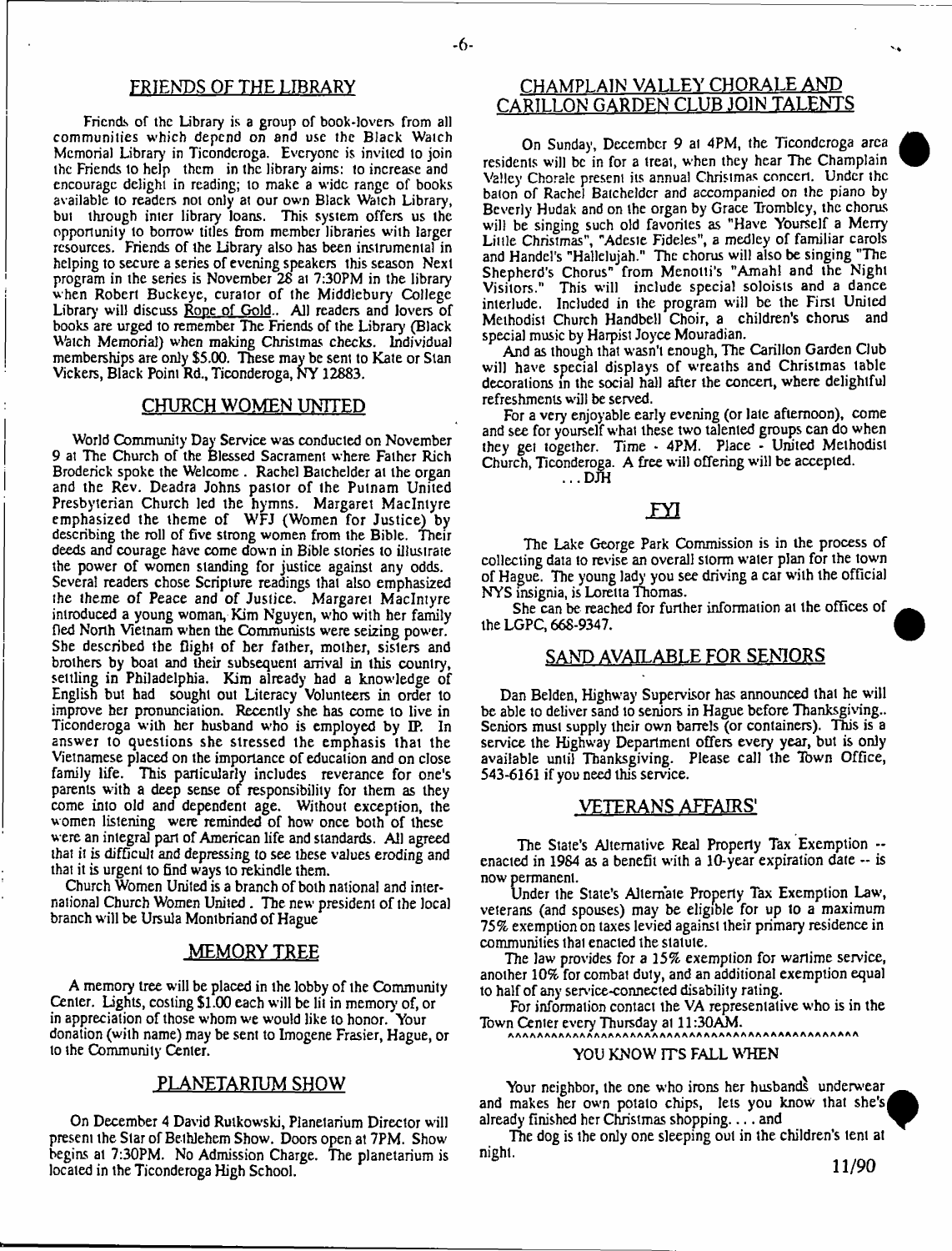## FRIENDS OF THE LIBRARY

Friends of the Library is a group of book-lovers from all communities which depend on and use the Black Watch Memorial Library in Ticonderoga. Everyone is invited to join the Friends to help them in the library aims: to increase and encourage delight in reading; to make a wide range of books available to readers not only at our own Black Watch Library, but through inter library loans. This system offers us the opportunity to borrow titles from member libraries with larger resources. Friends of the Library also has been instrumental in helping to secure a series of evening speakers this season Next program in the series is November 28 at 7:30PM in the library when Robert Buckeye, curator of the Middlebury College Library will discuss Rope of Gold.. All readers and lovers of books are urged to remember The Friends of the Library (Black Watch Memorial) when making Christmas checks. Individual memberships are only $5.00. These may be sent to Kate or Stan Vickers, Black Point Rd., Ticonderoga, NY 12883.

## CHURCH WOMEN UNITED

World Community Day Service was conducted on November 9 at The Church of the Blessed Sacrament where Father Rich Broderick spoke the Welcome . Rachel Batchelder at the organ and the Rev. Deadra Johns pastor of the Putnam United Presbyterian Church led the hymns. Margaret MacIntyre emphasized the theme of WFJ (Women for Justice) by describing the roll of five strong women from the Bible. Their deeds and courage have come down in Bible stories to illustrate the power of women standing for justice against any odds. Several readers chose Scripture readings that also emphasized the theme of Peace and of Justice. Margaret MacIntyre introduced a young woman, Kim Nguyen, who with her family fled North Vietnam when the Communists were seizing power. She described the flight of her father, mother, sisters and brothers by boat and their subsequent arrival in this country, settling in Philadelphia. Kim already had a knowledge of English but had sought out Literacy Volunteers in order to improve her pronunciation. Recently she has come to live in Ticonderoga with her husband who is employed by IP. In answer to questions she stressed the emphasis that the Vietnamese placed on the importance of education and on close family life. This particularly includes reverance for one's parents with a deep sense of responsibility for them as they come into old and dependent age. Without exception, the women listening were reminded of how once both of these were an integral part of American life and standards. All agreed that it is difficult and depressing to see these values eroding and that it is urgent to find ways to rekindle them.

Church Women United is a branch of both national and international Church Women United . The new president of the local branch will be Ursula Montbriand of Hague

## MEMORY TREE

A memory tree will be placed in the lobby of the Community Center. Lights, costing $1.00 each will be lit in memory of, or in appreciation of those whom we would like to honor. Your donation (with name) may be sent to Imogene Frasier, Hague, or to the Community Center.

## PLANETARIUM SHOW

On December 4 David Rutkowski, Planetarium Director will present the Star of Bethlehem Show. Doors open at 7PM. Show begins at 7:30PM. No Admission Charge. The planetarium is located in the Ticonderoga High School.

## CHAMPLAIN VALLEY CHORALE AND CARILLON GARDEN CLUB JOIN TALENTS

On Sunday, December 9 at 4PM, the Ticonderoga area residents will be in for a treat, when they hear The Champlain Valley Chorale present its annual Christmas concert. Under the baton of Rachel Batchelder and accompanied on the piano by Beverly Hudak and on the organ by Grace Trombley, the chorus will be singing such old favorites as "Have Yourself a Merry Little Christmas", "Adeste Fideles", a medley of familiar carols and Handel's "Hallelujah." The chorus will also be singing "The Shepherd's Chorus" from Menotti's "Amahl and the Night Visitors." This will include special soloists and a dance interlude. Included in the program will be the First United Methodist Church Handbell Choir, a children's chorus and special music by Harpist Joyce Mouradian.

And as though that wasn't enough, The Carillon Garden Club will have special displays of wreaths and Christmas table decorations in the social hall after the concert, where delightful refreshments will be served.

For a very enjoyable early evening (or late afternoon), come and see for yourself what these two talented groups can do when they get together. Time - 4PM. Place - United Methodist Church, Ticonderoga. A free will offering will be accepted.

...DJH

## FYI

The Lake George Park Commission is in the process of collecting data to revise an overall storm water plan for the town of Hague. The young lady you see driving a car with the official NYS insignia, is Loretta Thomas.

She can be reached for further information at the offices of the LGPC, 668-9347.

## SAND AVAILABLE FOR SENIORS

Dan Belden, Highway Supervisor has announced that he will be able to deliver sand to seniors in Hague before Thanksgiving.. Seniors must supply their own barrels (or containers). This is a service the Highway Department offers every year, but is only available until Thanksgiving. Please call the Town Office, 543-6161 if you need this service.

## VETERANS AFFAIRS'

The State's Alternative Real Property Tax Exemption -- enacted in 1984 as a benefit with a 10-year expiration date -- is now permanent.

Under the State's Alternate Property Tax Exemption Law, veterans (and spouses) may be eligible for up to a maximum 75% exemption on taxes levied against their primary residence in communities that enacted the statute.

The law provides for a 15% exemption for wartime service, another 10% for combat duty, and an additional exemption equal to half of any service-connected disability rating.

For information contact the VA representative who is in the Town Center every Thursday at 11:30AM.

^^^^^^^^^^^^^^^^^^^^^^^^^^^^^^^^^^^^^^^^^^^^^^^^

### YOU KNOW IT'S FALL WHEN

Your neighbor, the one who irons her husbands underwear and makes her own potato chips, lets you know that she's already finished her Christmas shopping.... and

The dog is the only one sleeping out in the children's tent at night.

11/90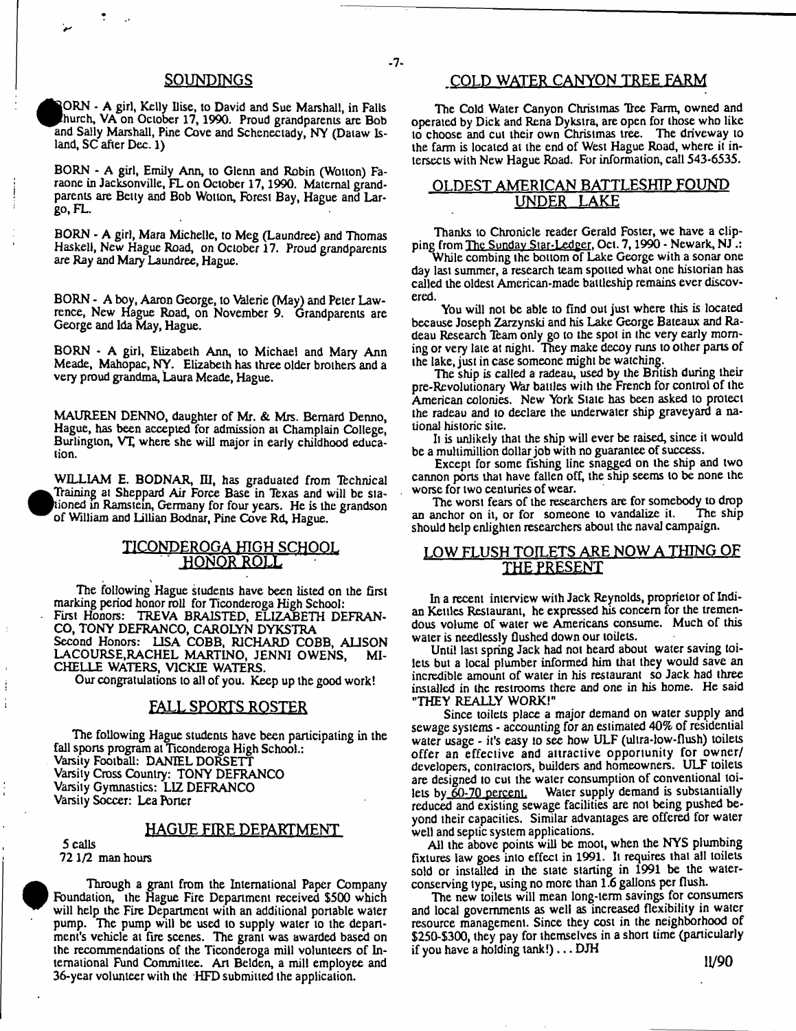## SOUNDINGS

BORN - A girl, Kelly Ilise, to David and Sue Marshall, in Falls Church, VA on October 17, 1990. Proud grandparents are Bob and Sally Marshall, Pine Cove and Schenectady, NY (Dataw Island, SC after Dec. 1)

BORN - A girl, Emily Ann, to Glenn and Robin (Wotton) Faraone in Jacksonville, FL on October 17, 1990. Maternal grandparents are Betty and Bob Wotton, Forest Bay, Hague and Largo, FL.

BORN - A girl, Mara Michelle, to Meg (Laundree) and Thomas Haskell, New Hague Road, on October 17. Proud grandparents are Ray and Mary Laundree, Hague.

BORN - A boy, Aaron George, to Valerie (May) and Peter Lawrence, New Hague Road, on November 9. Grandparents are George and Ida May, Hague.

BORN - A girl, Elizabeth Ann, to Michael and Mary Ann Meade, Mahopac, NY. Elizabeth has three older brothers and a very proud grandma, Laura Meade, Hague.

MAUREEN DENNO, daughter of Mr. & Mrs. Bernard Denno, Hague, has been accepted for admission at Champlain College, Burlington, VT, where she will major in early childhood education.

WILLIAM E. BODNAR, III, has graduated from Technical Training at Sheppard Air Force Base in Texas and will be stationed in Ramstein, Germany for four years. He is the grandson of William and Lillian Bodnar, Pine Cove Rd, Hague.

## TICONDEROGA HIGH SCHOOL HONOR ROLL

The following Hague students have been listed on the first marking period honor roll for Ticonderoga High School:
First Honors: TREVA BRAISTED, ELIZABETH DEFRANCO, TONY DEFRANCO, CAROLYN DYKSTRA
Second Honors: LISA COBB, RICHARD COBB, ALISON LACOURSE, RACHEL MARTINO, JENNI OWENS, MICHELLE WATERS, VICKIE WATERS.

Our congratulations to all of you. Keep up the good work!

## FALL SPORTS ROSTER

The following Hague students have been participating in the fall sports program at Ticonderoga High School.:
Varsity Football: DANIEL DORSETT
Varsity Cross Country: TONY DEFRANCO
Varsity Gymnastics: LIZ DEFRANCO
Varsity Soccer: Lea Porter

## HAGUE FIRE DEPARTMENT

5 calls
72 1/2 man hours

Through a grant from the International Paper Company Foundation, the Hague Fire Department received $500 which will help the Fire Department with an additional portable water pump. The pump will be used to supply water to the department's vehicle at fire scenes. The grant was awarded based on the recommendations of the Ticonderoga mill volunteers of International Fund Committee. Art Belden, a mill employee and 36-year volunteer with the HFD submitted the application.

## COLD WATER CANYON TREE FARM

The Cold Water Canyon Christmas Tree Farm, owned and operated by Dick and Rena Dykstra, are open for those who like to choose and cut their own Christmas tree. The driveway to the farm is located at the end of West Hague Road, where it intersects with New Hague Road. For information, call 543-6535.

## OLDEST AMERICAN BATTLESHIP FOUND UNDER LAKE

Thanks to Chronicle reader Gerald Foster, we have a clipping from The Sunday Star-Ledger, Oct. 7, 1990 - Newark, NJ .:

While combing the bottom of Lake George with a sonar one day last summer, a research team spotted what one historian has called the oldest American-made battleship remains ever discovered.

You will not be able to find out just where this is located because Joseph Zarzynski and his Lake George Bateaux and Radeau Research Team only go to the spot in the very early morning or very late at night. They make decoy runs to other parts of the lake, just in case someone might be watching.

The ship is called a radeau, used by the British during their pre-Revolutionary War battles with the French for control of the American colonies. New York State has been asked to protect the radeau and to declare the underwater ship graveyard a national historic site.

It is unlikely that the ship will ever be raised, since it would be a multimillion dollar job with no guarantee of success.

Except for some fishing line snagged on the ship and two cannon ports that have fallen off, the ship seems to be none the worse for two centuries of wear.

The worst fears of the researchers are for somebody to drop an anchor on it, or for someone to vandalize it. The ship should help enlighten researchers about the naval campaign.

## LOW FLUSH TOILETS ARE NOW A THING OF THE PRESENT

In a recent interview with Jack Reynolds, proprietor of Indian Kettles Restaurant, he expressed his concern for the tremendous volume of water we Americans consume. Much of this water is needlessly flushed down our toilets.

Until last spring Jack had not heard about water saving toilets but a local plumber informed him that they would save an incredible amount of water in his restaurant so Jack had three installed in the restrooms there and one in his home. He said "THEY REALLY WORK!"

Since toilets place a major demand on water supply and sewage systems - accounting for an estimated 40% of residential water usage - it's easy to see how ULF (ultra-low-flush) toilets offer an effective and attractive opportunity for owner/developers, contractors, builders and homeowners. ULF toilets are designed to cut the water consumption of conventional toilets by 60-70 percent. Water supply demand is substantially reduced and existing sewage facilities are not being pushed beyond their capacities. Similar advantages are offered for water well and septic system applications.

All the above points will be moot, when the NYS plumbing fixtures law goes into effect in 1991. It requires that all toilets sold or installed in the state starting in 1991 be the water-conserving type, using no more than 1.6 gallons per flush.

The new toilets will mean long-term savings for consumers and local governments as well as increased flexibility in water resource management. Since they cost in the neighborhood of $250-$300, they pay for themselves in a short time (particularly if you have a holding tank!) . . . DJH

11/90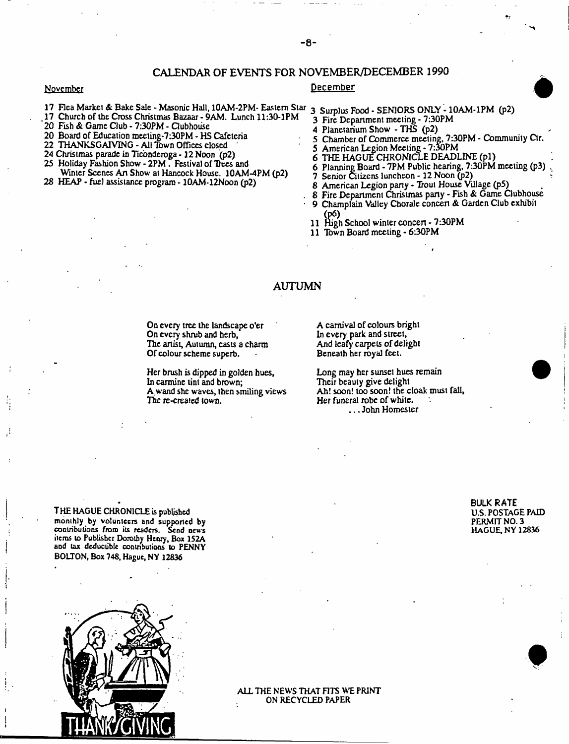## CALENDAR OF EVENTS FOR NOVEMBER/DECEMBER 1990

### November

- 17 Flea Market & Bake Sale - Masonic Hall, 10AM-2PM- Eastern Star
- 17 Church of the Cross Christmas Bazaar - 9AM. Lunch 11:30-1PM
- 20 Fish & Game Club - 7:30PM - Clubhouse
- 20 Board of Education meeting-7:30PM - HS Cafeteria
- 22 THANKSGAIVING - All Town Offices closed
- 24 Christmas parade in Ticonderoga - 12 Noon (p2)
- 25 Holiday Fashion Show - 2PM. Festival of Trees and Winter Scenes Art Show at Hancock House. 10AM-4PM (p2)
- 28 HEAP - fuel assistance program - 10AM-12Noon (p2)

### December

- 3 Surplus Food - SENIORS ONLY - 10AM-1PM (p2)
- 3 Fire Department meeting - 7:30PM
- 4 Planetarium Show - THS (p2)
- 5 Chamber of Commerce meeting, 7:30PM - Community Ctr.
- 5 American Legion Meeting - 7:30PM
- 6 THE HAGUE CHRONICLE DEADLINE (p1)
- 6 Planning Board - 7PM Public hearing, 7:30PM meeting (p3)
- 7 Senior Citizens luncheon - 12 Noon (p2)
- 8 American Legion party - Trout House Village (p5)
- 8 Fire Department Christmas party - Fish & Game Clubhouse
- 9 Champlain Valley Chorale concert & Garden Club exhibit (p6)
- 11 High School winter concert - 7:30PM
- 11 Town Board meeting - 6:30PM

## AUTUMN

On every tree the landscape o'er  
On every shrub and herb,  
The artist, Autumn, casts a charm  
Of colour scheme superb.

Her brush is dipped in golden hues,  
In carmine tint and brown;  
A wand she waves, then smiling views  
The re-created town.

A carnival of colours bright  
In every park and street,  
And leafy carpets of delight  
Beneath her royal feet.

Long may her sunset hues remain  
Their beauty give delight  
Ah! soon! too soon! the cloak must fall,  
Her funeral robe of white.

. . . John Homester

THE HAGUE CHRONICLE is published monthly by volunteers and supported by contributions from its readers. Send news items to Publisher Dorothy Henry, Box 152A and tax deductible contributions to PENNY BOLTON, Box 748, Hague, NY 12836

BULK RATE  
U.S. POSTAGE PAID  
PERMIT NO. 3  
HAGUE, NY 12836

THANKSGIVING

ALL THE NEWS THAT FITS WE PRINT  
ON RECYCLED PAPER